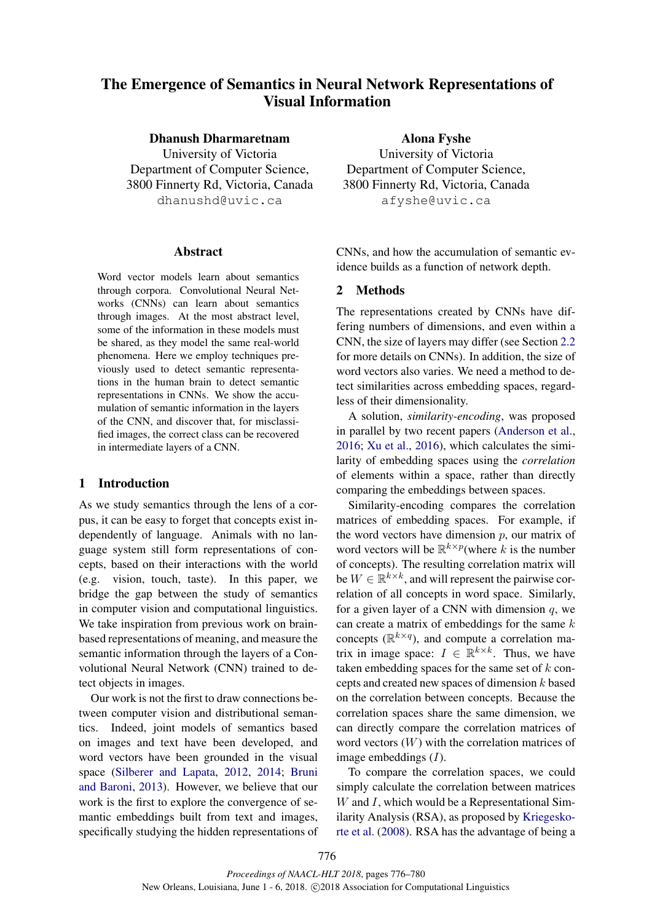# The Emergence of Semantics in Neural Network Representations of Visual Information

**Dhanush Dharmaretnam**
University of Victoria
Department of Computer Science,
3800 Finnerty Rd, Victoria, Canada
dhanushd@uvic.ca

**Alona Fyshe**
University of Victoria
Department of Computer Science,
3800 Finnerty Rd, Victoria, Canada
afyshe@uvic.ca

## Abstract

Word vector models learn about semantics through corpora. Convolutional Neural Networks (CNNs) can learn about semantics through images. At the most abstract level, some of the information in these models must be shared, as they model the same real-world phenomena. Here we employ techniques previously used to detect semantic representations in the human brain to detect semantic representations in CNNs. We show the accumulation of semantic information in the layers of the CNN, and discover that, for misclassified images, the correct class can be recovered in intermediate layers of a CNN.

## 1 Introduction

As we study semantics through the lens of a corpus, it can be easy to forget that concepts exist independently of language. Animals with no language system still form representations of concepts, based on their interactions with the world (e.g. vision, touch, taste). In this paper, we bridge the gap between the study of semantics in computer vision and computational linguistics. We take inspiration from previous work on brain-based representations of meaning, and measure the semantic information through the layers of a Convolutional Neural Network (CNN) trained to detect objects in images.

Our work is not the first to draw connections between computer vision and distributional semantics. Indeed, joint models of semantics based on images and text have been developed, and word vectors have been grounded in the visual space (Silberer and Lapata, 2012, 2014; Bruni and Baroni, 2013). However, we believe that our work is the first to explore the convergence of semantic embeddings built from text and images, specifically studying the hidden representations of CNNs, and how the accumulation of semantic evidence builds as a function of network depth.

## 2 Methods

The representations created by CNNs have differing numbers of dimensions, and even within a CNN, the size of layers may differ (see Section 2.2 for more details on CNNs). In addition, the size of word vectors also varies. We need a method to detect similarities across embedding spaces, regardless of their dimensionality.

A solution, *similarity-encoding*, was proposed in parallel by two recent papers (Anderson et al., 2016; Xu et al., 2016), which calculates the similarity of embedding spaces using the *correlation* of elements within a space, rather than directly comparing the embeddings between spaces.

Similarity-encoding compares the correlation matrices of embedding spaces. For example, if the word vectors have dimension $p$, our matrix of word vectors will be $\mathbb{R}^{k \times p}$(where $k$ is the number of concepts). The resulting correlation matrix will be $W \in \mathbb{R}^{k \times k}$, and will represent the pairwise correlation of all concepts in word space. Similarly, for a given layer of a CNN with dimension $q$, we can create a matrix of embeddings for the same $k$ concepts ($\mathbb{R}^{k \times q}$), and compute a correlation matrix in image space: $I \in \mathbb{R}^{k \times k}$. Thus, we have taken embedding spaces for the same set of $k$ concepts and created new spaces of dimension $k$ based on the correlation between concepts. Because the correlation spaces share the same dimension, we can directly compare the correlation matrices of word vectors ($W$) with the correlation matrices of image embeddings ($I$).

To compare the correlation spaces, we could simply calculate the correlation between matrices $W$ and $I$, which would be a Representational Similarity Analysis (RSA), as proposed by Kriegeskorte et al. (2008). RSA has the advantage of being a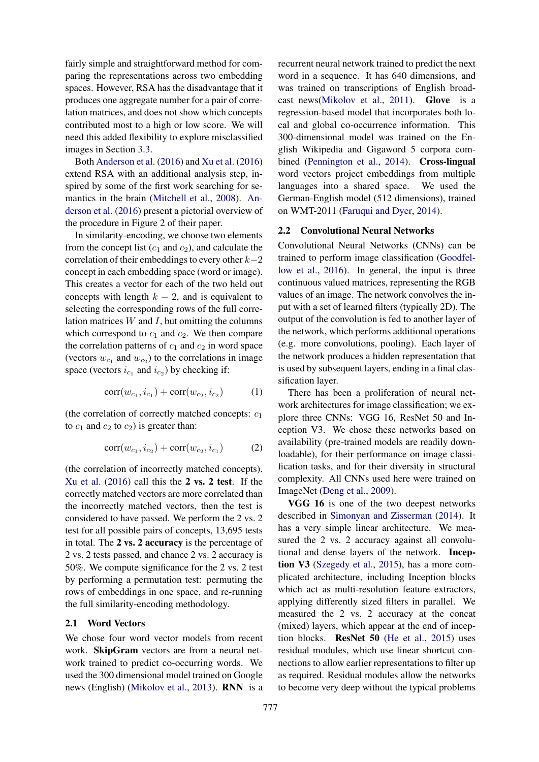fairly simple and straightforward method for comparing the representations across two embedding spaces. However, RSA has the disadvantage that it produces one aggregate number for a pair of correlation matrices, and does not show which concepts contributed most to a high or low score. We will need this added flexibility to explore misclassified images in Section 3.3.

Both Anderson et al. (2016) and Xu et al. (2016) extend RSA with an additional analysis step, inspired by some of the first work searching for semantics in the brain (Mitchell et al., 2008). Anderson et al. (2016) present a pictorial overview of the procedure in Figure 2 of their paper.

In similarity-encoding, we choose two elements from the concept list ($c_1$ and $c_2$), and calculate the correlation of their embeddings to every other $k-2$ concept in each embedding space (word or image). This creates a vector for each of the two held out concepts with length $k-2$, and is equivalent to selecting the corresponding rows of the full correlation matrices $W$ and $I$, but omitting the columns which correspond to $c_1$ and $c_2$. We then compare the correlation patterns of $c_1$ and $c_2$ in word space (vectors $w_{c_1}$ and $w_{c_2}$) to the correlations in image space (vectors $i_{c_1}$ and $i_{c_2}$) by checking if:

$$\text{corr}(w_{c_1}, i_{c_1}) + \text{corr}(w_{c_2}, i_{c_2}) \quad (1)$$

(the correlation of correctly matched concepts: $c_1$ to $c_1$ and $c_2$ to $c_2$) is greater than:

$$\text{corr}(w_{c_1}, i_{c_2}) + \text{corr}(w_{c_2}, i_{c_1}) \quad (2)$$

(the correlation of incorrectly matched concepts). Xu et al. (2016) call this the **2 vs. 2 test**. If the correctly matched vectors are more correlated than the incorrectly matched vectors, then the test is considered to have passed. We perform the 2 vs. 2 test for all possible pairs of concepts, 13,695 tests in total. The **2 vs. 2 accuracy** is the percentage of 2 vs. 2 tests passed, and chance 2 vs. 2 accuracy is 50%. We compute significance for the 2 vs. 2 test by performing a permutation test: permuting the rows of embeddings in one space, and re-running the full similarity-encoding methodology.

## 2.1 Word Vectors

We chose four word vector models from recent work. **SkipGram** vectors are from a neural network trained to predict co-occuring words. We used the 300 dimensional model trained on Google news (English) (Mikolov et al., 2013). **RNN** is a recurrent neural network trained to predict the next word in a sequence. It has 640 dimensions, and was trained on transcriptions of English broadcast news(Mikolov et al., 2011). **Glove** is a regression-based model that incorporates both local and global co-occurrence information. This 300-dimensional model was trained on the English Wikipedia and Gigaword 5 corpora combined (Pennington et al., 2014). **Cross-lingual** word vectors project embeddings from multiple languages into a shared space. We used the German-English model (512 dimensions), trained on WMT-2011 (Faruqui and Dyer, 2014).

## 2.2 Convolutional Neural Networks

Convolutional Neural Networks (CNNs) can be trained to perform image classification (Goodfellow et al., 2016). In general, the input is three continuous valued matrices, representing the RGB values of an image. The network convolves the input with a set of learned filters (typically 2D). The output of the convolution is fed to another layer of the network, which performs additional operations (e.g. more convolutions, pooling). Each layer of the network produces a hidden representation that is used by subsequent layers, ending in a final classification layer.

There has been a proliferation of neural network architectures for image classification; we explore three CNNs: VGG 16, ResNet 50 and Inception V3. We chose these networks based on availability (pre-trained models are readily downloadable), for their performance on image classification tasks, and for their diversity in structural complexity. All CNNs used here were trained on ImageNet (Deng et al., 2009).

**VGG 16** is one of the two deepest networks described in Simonyan and Zisserman (2014). It has a very simple linear architecture. We measured the 2 vs. 2 accuracy against all convolutional and dense layers of the network. **Inception V3** (Szegedy et al., 2015), has a more complicated architecture, including Inception blocks which act as multi-resolution feature extractors, applying differently sized filters in parallel. We measured the 2 vs. 2 accuracy at the concat (mixed) layers, which appear at the end of inception blocks. **ResNet 50** (He et al., 2015) uses residual modules, which use linear shortcut connections to allow earlier representations to filter up as required. Residual modules allow the networks to become very deep without the typical problems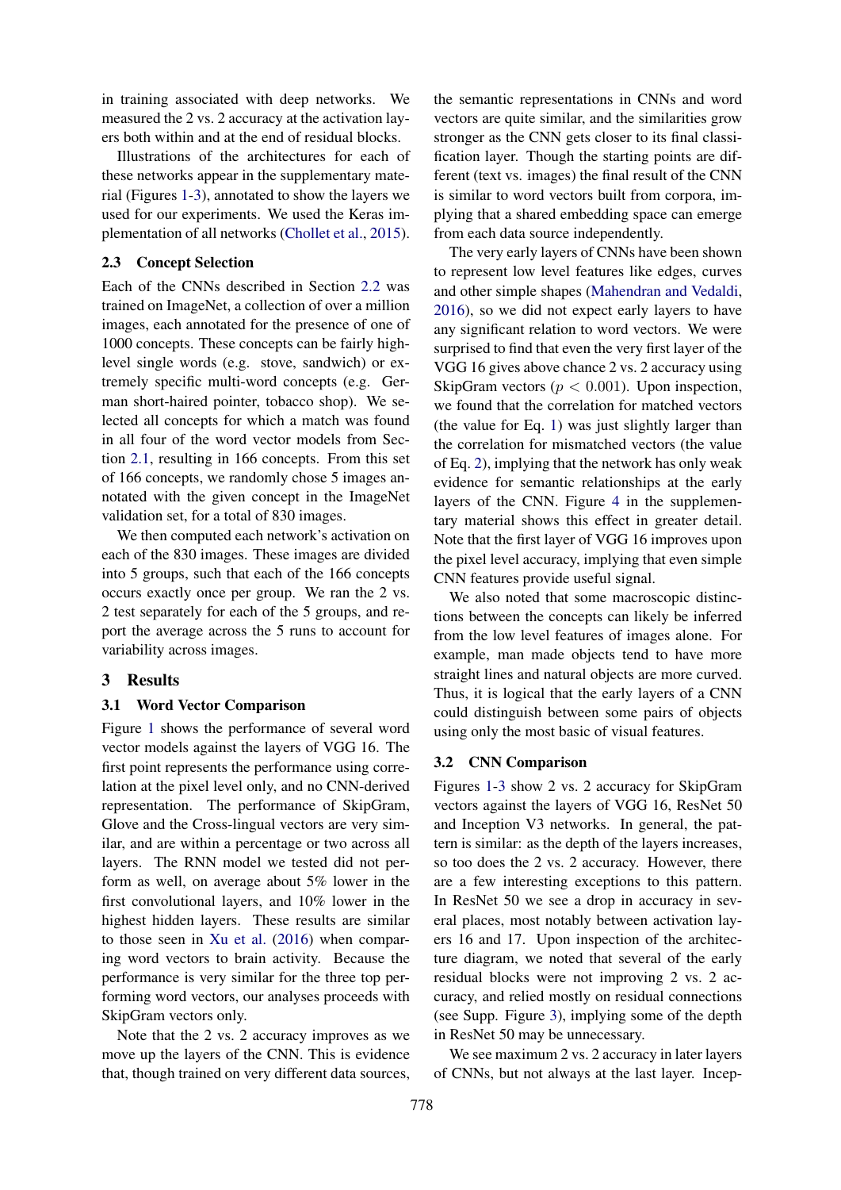in training associated with deep networks. We measured the 2 vs. 2 accuracy at the activation layers both within and at the end of residual blocks.

Illustrations of the architectures for each of these networks appear in the supplementary material (Figures 1-3), annotated to show the layers we used for our experiments. We used the Keras implementation of all networks (Chollet et al., 2015).

## 2.3 Concept Selection

Each of the CNNs described in Section 2.2 was trained on ImageNet, a collection of over a million images, each annotated for the presence of one of 1000 concepts. These concepts can be fairly high-level single words (e.g. stove, sandwich) or extremely specific multi-word concepts (e.g. German short-haired pointer, tobacco shop). We selected all concepts for which a match was found in all four of the word vector models from Section 2.1, resulting in 166 concepts. From this set of 166 concepts, we randomly chose 5 images annotated with the given concept in the ImageNet validation set, for a total of 830 images.

We then computed each network's activation on each of the 830 images. These images are divided into 5 groups, such that each of the 166 concepts occurs exactly once per group. We ran the 2 vs. 2 test separately for each of the 5 groups, and report the average across the 5 runs to account for variability across images.

# 3 Results

## 3.1 Word Vector Comparison

Figure 1 shows the performance of several word vector models against the layers of VGG 16. The first point represents the performance using correlation at the pixel level only, and no CNN-derived representation. The performance of SkipGram, Glove and the Cross-lingual vectors are very similar, and are within a percentage or two across all layers. The RNN model we tested did not perform as well, on average about 5% lower in the first convolutional layers, and 10% lower in the highest hidden layers. These results are similar to those seen in Xu et al. (2016) when comparing word vectors to brain activity. Because the performance is very similar for the three top performing word vectors, our analyses proceeds with SkipGram vectors only.

Note that the 2 vs. 2 accuracy improves as we move up the layers of the CNN. This is evidence that, though trained on very different data sources, the semantic representations in CNNs and word vectors are quite similar, and the similarities grow stronger as the CNN gets closer to its final classification layer. Though the starting points are different (text vs. images) the final result of the CNN is similar to word vectors built from corpora, implying that a shared embedding space can emerge from each data source independently.

The very early layers of CNNs have been shown to represent low level features like edges, curves and other simple shapes (Mahendran and Vedaldi, 2016), so we did not expect early layers to have any significant relation to word vectors. We were surprised to find that even the very first layer of the VGG 16 gives above chance 2 vs. 2 accuracy using SkipGram vectors ($p < 0.001$). Upon inspection, we found that the correlation for matched vectors (the value for Eq. 1) was just slightly larger than the correlation for mismatched vectors (the value of Eq. 2), implying that the network has only weak evidence for semantic relationships at the early layers of the CNN. Figure 4 in the supplementary material shows this effect in greater detail. Note that the first layer of VGG 16 improves upon the pixel level accuracy, implying that even simple CNN features provide useful signal.

We also noted that some macroscopic distinctions between the concepts can likely be inferred from the low level features of images alone. For example, man made objects tend to have more straight lines and natural objects are more curved. Thus, it is logical that the early layers of a CNN could distinguish between some pairs of objects using only the most basic of visual features.

## 3.2 CNN Comparison

Figures 1-3 show 2 vs. 2 accuracy for SkipGram vectors against the layers of VGG 16, ResNet 50 and Inception V3 networks. In general, the pattern is similar: as the depth of the layers increases, so too does the 2 vs. 2 accuracy. However, there are a few interesting exceptions to this pattern. In ResNet 50 we see a drop in accuracy in several places, most notably between activation layers 16 and 17. Upon inspection of the architecture diagram, we noted that several of the early residual blocks were not improving 2 vs. 2 accuracy, and relied mostly on residual connections (see Supp. Figure 3), implying some of the depth in ResNet 50 may be unnecessary.

We see maximum 2 vs. 2 accuracy in later layers of CNNs, but not always at the last layer. Incep-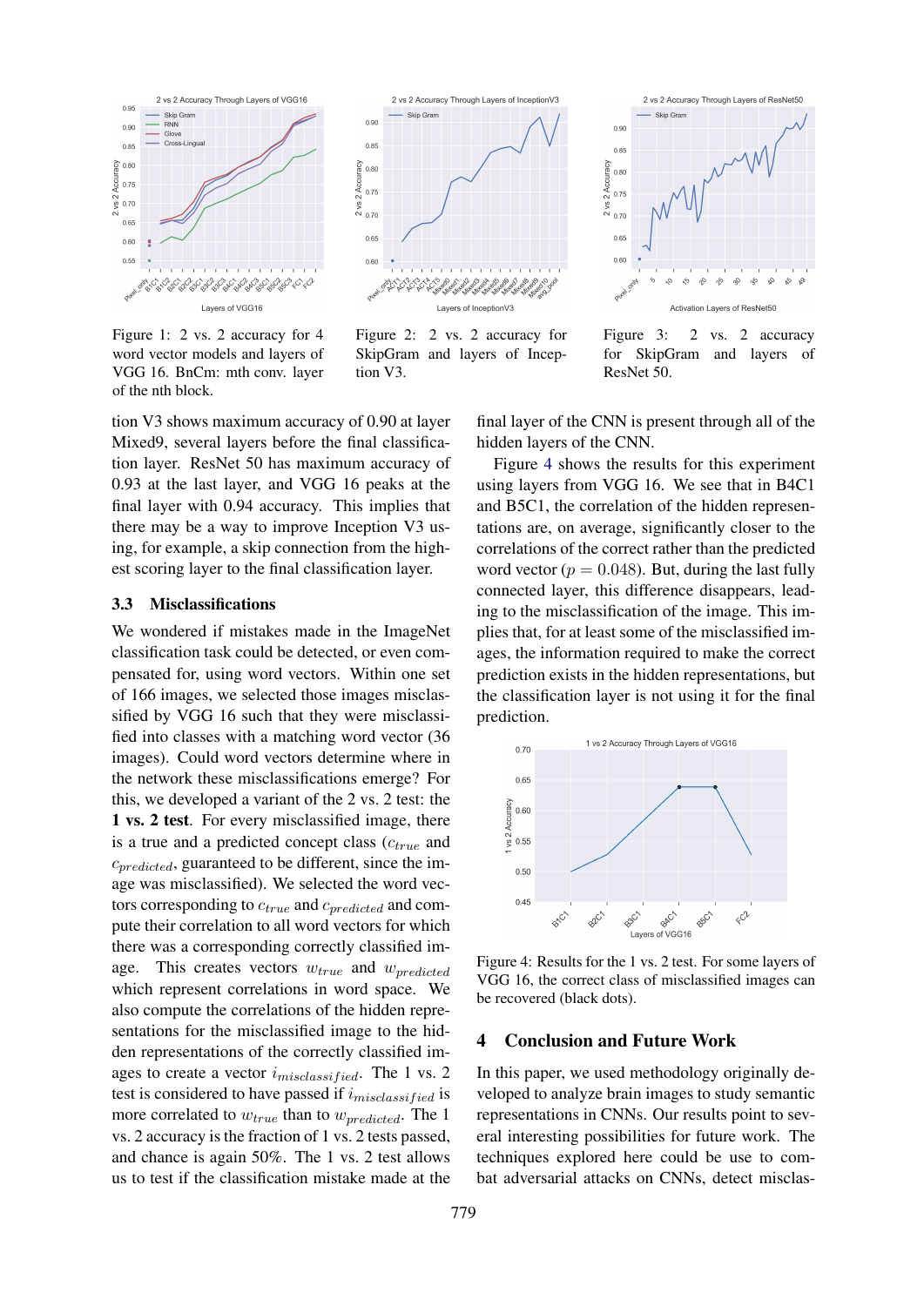Figure 1: 2 vs. 2 accuracy for 4 word vector models and layers of VGG 16. BnCm: mth conv. layer of the nth block.

Figure 2: 2 vs. 2 accuracy for SkipGram and layers of Inception V3.

Figure 3: 2 vs. 2 accuracy for SkipGram and layers of ResNet 50.

tion V3 shows maximum accuracy of 0.90 at layer Mixed9, several layers before the final classification layer. ResNet 50 has maximum accuracy of 0.93 at the last layer, and VGG 16 peaks at the final layer with 0.94 accuracy. This implies that there may be a way to improve Inception V3 using, for example, a skip connection from the highest scoring layer to the final classification layer.

### 3.3 Misclassifications

We wondered if mistakes made in the ImageNet classification task could be detected, or even compensated for, using word vectors. Within one set of 166 images, we selected those images misclassified by VGG 16 such that they were misclassified into classes with a matching word vector (36 images). Could word vectors determine where in the network these misclassifications emerge? For this, we developed a variant of the 2 vs. 2 test: the **1 vs. 2 test**. For every misclassified image, there is a true and a predicted concept class ($c_{true}$ and $c_{predicted}$, guaranteed to be different, since the image was misclassified). We selected the word vectors corresponding to $c_{true}$ and $c_{predicted}$ and compute their correlation to all word vectors for which there was a corresponding correctly classified image. This creates vectors $w_{true}$ and $w_{predicted}$ which represent correlations in word space. We also compute the correlations of the hidden representations for the misclassified image to the hidden representations of the correctly classified images to create a vector $i_{misclassified}$. The 1 vs. 2 test is considered to have passed if $i_{misclassified}$ is more correlated to $w_{true}$ than to $w_{predicted}$. The 1 vs. 2 accuracy is the fraction of 1 vs. 2 tests passed, and chance is again 50%. The 1 vs. 2 test allows us to test if the classification mistake made at the final layer of the CNN is present through all of the hidden layers of the CNN.

Figure 4 shows the results for this experiment using layers from VGG 16. We see that in B4C1 and B5C1, the correlation of the hidden representations are, on average, significantly closer to the correlations of the correct rather than the predicted word vector ($p = 0.048$). But, during the last fully connected layer, this difference disappears, leading to the misclassification of the image. This implies that, for at least some of the misclassified images, the information required to make the correct prediction exists in the hidden representations, but the classification layer is not using it for the final prediction.

Figure 4: Results for the 1 vs. 2 test. For some layers of VGG 16, the correct class of misclassified images can be recovered (black dots).

## 4 Conclusion and Future Work

In this paper, we used methodology originally developed to analyze brain images to study semantic representations in CNNs. Our results point to several interesting possibilities for future work. The techniques explored here could be use to combat adversarial attacks on CNNs, detect misclas-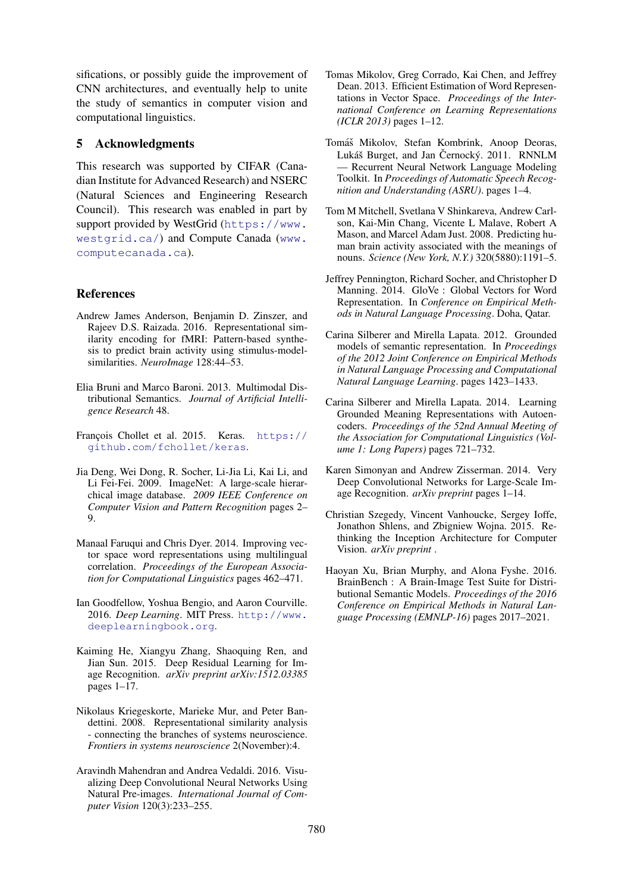sifications, or possibly guide the improvement of CNN architectures, and eventually help to unite the study of semantics in computer vision and computational linguistics.

## 5 Acknowledgments

This research was supported by CIFAR (Canadian Institute for Advanced Research) and NSERC (Natural Sciences and Engineering Research Council). This research was enabled in part by support provided by WestGrid (https://www.westgrid.ca/) and Compute Canada (www.computecanada.ca).

## References

Andrew James Anderson, Benjamin D. Zinszer, and Rajeev D.S. Raizada. 2016. Representational similarity encoding for fMRI: Pattern-based synthesis to predict brain activity using stimulus-model-similarities. *NeuroImage* 128:44–53.

Elia Bruni and Marco Baroni. 2013. Multimodal Distributional Semantics. *Journal of Artificial Intelligence Research* 48.

François Chollet et al. 2015. Keras. https://github.com/fchollet/keras.

Jia Deng, Wei Dong, R. Socher, Li-Jia Li, Kai Li, and Li Fei-Fei. 2009. ImageNet: A large-scale hierarchical image database. *2009 IEEE Conference on Computer Vision and Pattern Recognition* pages 2–9.

Manaal Faruqui and Chris Dyer. 2014. Improving vector space word representations using multilingual correlation. *Proceedings of the European Association for Computational Linguistics* pages 462–471.

Ian Goodfellow, Yoshua Bengio, and Aaron Courville. 2016. *Deep Learning*. MIT Press. http://www.deeplearningbook.org.

Kaiming He, Xiangyu Zhang, Shaoquing Ren, and Jian Sun. 2015. Deep Residual Learning for Image Recognition. *arXiv preprint arXiv:1512.03385* pages 1–17.

Nikolaus Kriegeskorte, Marieke Mur, and Peter Bandettini. 2008. Representational similarity analysis - connecting the branches of systems neuroscience. *Frontiers in systems neuroscience* 2(November):4.

Aravindh Mahendran and Andrea Vedaldi. 2016. Visualizing Deep Convolutional Neural Networks Using Natural Pre-images. *International Journal of Computer Vision* 120(3):233–255.

Tomas Mikolov, Greg Corrado, Kai Chen, and Jeffrey Dean. 2013. Efficient Estimation of Word Representations in Vector Space. *Proceedings of the International Conference on Learning Representations (ICLR 2013)* pages 1–12.

Tomáš Mikolov, Stefan Kombrink, Anoop Deoras, Lukáš Burget, and Jan Černocký. 2011. RNNLM — Recurrent Neural Network Language Modeling Toolkit. In *Proceedings of Automatic Speech Recognition and Understanding (ASRU)*. pages 1–4.

Tom M Mitchell, Svetlana V Shinkareva, Andrew Carlson, Kai-Min Chang, Vicente L Malave, Robert A Mason, and Marcel Adam Just. 2008. Predicting human brain activity associated with the meanings of nouns. *Science (New York, N.Y.)* 320(5880):1191–5.

Jeffrey Pennington, Richard Socher, and Christopher D Manning. 2014. GloVe : Global Vectors for Word Representation. In *Conference on Empirical Methods in Natural Language Processing*. Doha, Qatar.

Carina Silberer and Mirella Lapata. 2012. Grounded models of semantic representation. In *Proceedings of the 2012 Joint Conference on Empirical Methods in Natural Language Processing and Computational Natural Language Learning*. pages 1423–1433.

Carina Silberer and Mirella Lapata. 2014. Learning Grounded Meaning Representations with Autoencoders. *Proceedings of the 52nd Annual Meeting of the Association for Computational Linguistics (Volume 1: Long Papers)* pages 721–732.

Karen Simonyan and Andrew Zisserman. 2014. Very Deep Convolutional Networks for Large-Scale Image Recognition. *arXiv preprint* pages 1–14.

Christian Szegedy, Vincent Vanhoucke, Sergey Ioffe, Jonathon Shlens, and Zbigniew Wojna. 2015. Rethinking the Inception Architecture for Computer Vision. *arXiv preprint* .

Haoyan Xu, Brian Murphy, and Alona Fyshe. 2016. BrainBench : A Brain-Image Test Suite for Distributional Semantic Models. *Proceedings of the 2016 Conference on Empirical Methods in Natural Language Processing (EMNLP-16)* pages 2017–2021.